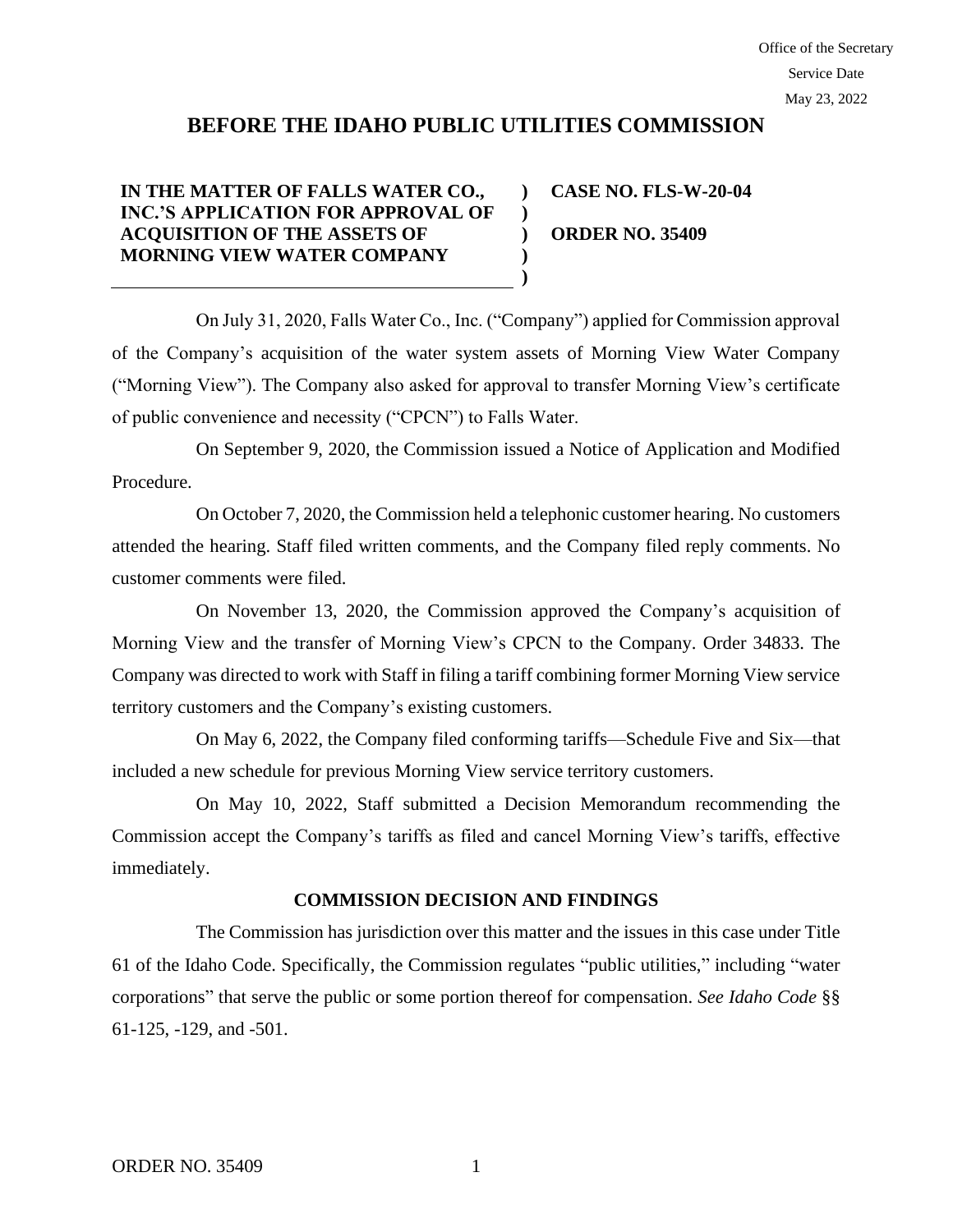Office of the Secretary
Service Date
May 23, 2022

# BEFORE THE IDAHO PUBLIC UTILITIES COMMISSION

| | | |
|---|---|---|
| **IN THE MATTER OF FALLS WATER CO., INC.'S APPLICATION FOR APPROVAL OF ACQUISITION OF THE ASSETS OF MORNING VIEW WATER COMPANY** | **)**<br>**)**<br>**)**<br>**)**<br>**)** | **CASE NO. FLS-W-20-04**<br><br>**ORDER NO. 35409** |

On July 31, 2020, Falls Water Co., Inc. ("Company") applied for Commission approval of the Company's acquisition of the water system assets of Morning View Water Company ("Morning View"). The Company also asked for approval to transfer Morning View's certificate of public convenience and necessity ("CPCN") to Falls Water.

On September 9, 2020, the Commission issued a Notice of Application and Modified Procedure.

On October 7, 2020, the Commission held a telephonic customer hearing. No customers attended the hearing. Staff filed written comments, and the Company filed reply comments. No customer comments were filed.

On November 13, 2020, the Commission approved the Company's acquisition of Morning View and the transfer of Morning View's CPCN to the Company. Order 34833. The Company was directed to work with Staff in filing a tariff combining former Morning View service territory customers and the Company's existing customers.

On May 6, 2022, the Company filed conforming tariffs—Schedule Five and Six—that included a new schedule for previous Morning View service territory customers.

On May 10, 2022, Staff submitted a Decision Memorandum recommending the Commission accept the Company's tariffs as filed and cancel Morning View's tariffs, effective immediately.

## COMMISSION DECISION AND FINDINGS

The Commission has jurisdiction over this matter and the issues in this case under Title 61 of the Idaho Code. Specifically, the Commission regulates "public utilities," including "water corporations" that serve the public or some portion thereof for compensation. *See Idaho Code* §§ 61-125, -129, and -501.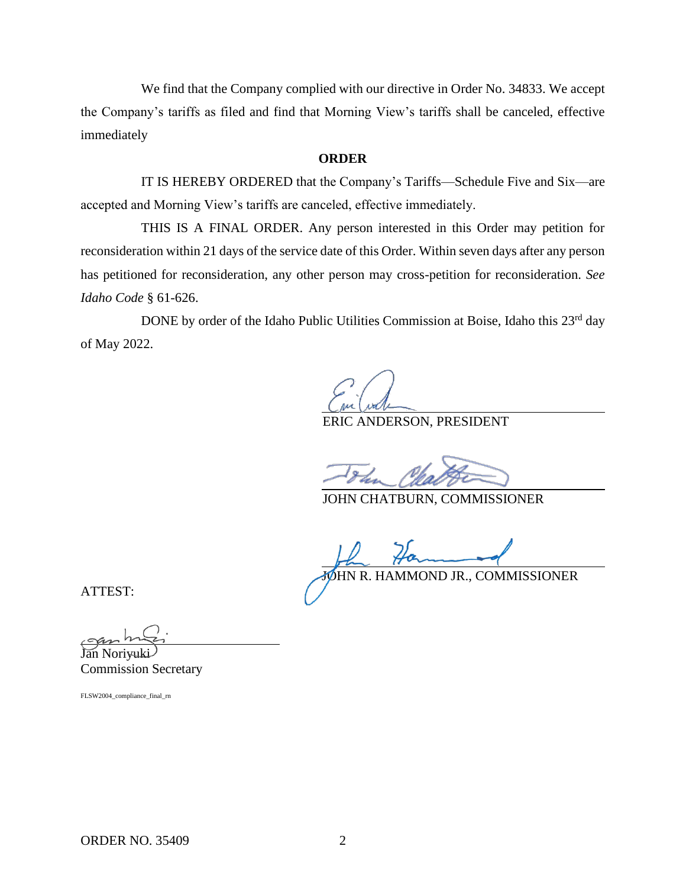We find that the Company complied with our directive in Order No. 34833. We accept the Company's tariffs as filed and find that Morning View's tariffs shall be canceled, effective immediately

## ORDER

IT IS HEREBY ORDERED that the Company's Tariffs—Schedule Five and Six—are accepted and Morning View's tariffs are canceled, effective immediately.

THIS IS A FINAL ORDER. Any person interested in this Order may petition for reconsideration within 21 days of the service date of this Order. Within seven days after any person has petitioned for reconsideration, any other person may cross-petition for reconsideration. *See Idaho Code* § 61-626.

DONE by order of the Idaho Public Utilities Commission at Boise, Idaho this 23rd day of May 2022.

ERIC ANDERSON, PRESIDENT

JOHN CHATBURN, COMMISSIONER

JOHN R. HAMMOND JR., COMMISSIONER

ATTEST:

Jan Noriyuki
Commission Secretary

FLSW2004_compliance_final_rn

ORDER NO. 35409